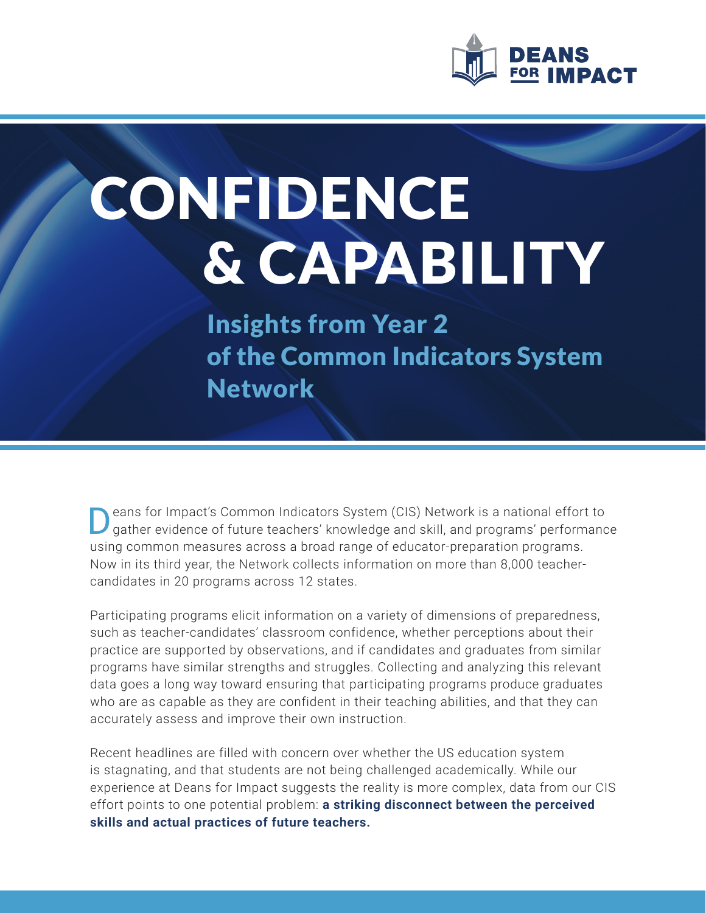DEANS FOR IMPACT

# CONFIDENCE & CAPABILITY

## Insights from Year 2 of the Common Indicators System Network

Deans for Impact's Common Indicators System (CIS) Network is a national effort to gather evidence of future teachers' knowledge and skill, and programs' performance using common measures across a broad range of educator-preparation programs. Now in its third year, the Network collects information on more than 8,000 teacher-candidates in 20 programs across 12 states.

Participating programs elicit information on a variety of dimensions of preparedness, such as teacher-candidates' classroom confidence, whether perceptions about their practice are supported by observations, and if candidates and graduates from similar programs have similar strengths and struggles. Collecting and analyzing this relevant data goes a long way toward ensuring that participating programs produce graduates who are as capable as they are confident in their teaching abilities, and that they can accurately assess and improve their own instruction.

Recent headlines are filled with concern over whether the US education system is stagnating, and that students are not being challenged academically. While our experience at Deans for Impact suggests the reality is more complex, data from our CIS effort points to one potential problem: **a striking disconnect between the perceived skills and actual practices of future teachers.**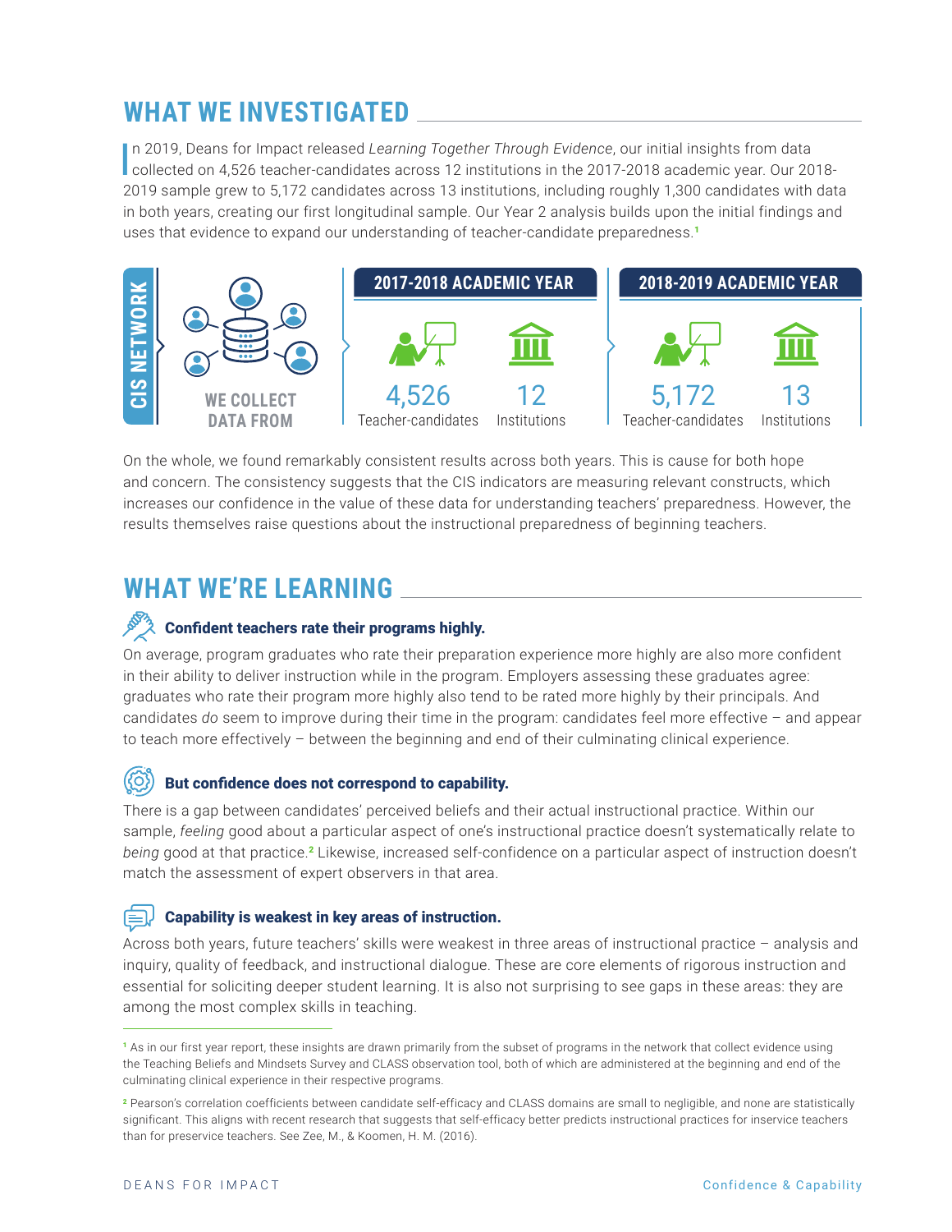## WHAT WE INVESTIGATED

In 2019, Deans for Impact released *Learning Together Through Evidence*, our initial insights from data collected on 4,526 teacher-candidates across 12 institutions in the 2017-2018 academic year. Our 2018-2019 sample grew to 5,172 candidates across 13 institutions, including roughly 1,300 candidates with data in both years, creating our first longitudinal sample. Our Year 2 analysis builds upon the initial findings and uses that evidence to expand our understanding of teacher-candidate preparedness.[1]

**CIS NETWORK**

WE COLLECT DATA FROM

| 2017-2018 ACADEMIC YEAR | | 2018-2019 ACADEMIC YEAR | |
|---|---|---|---|
| 4,526 Teacher-candidates | 12 Institutions | 5,172 Teacher-candidates | 13 Institutions |

On the whole, we found remarkably consistent results across both years. This is cause for both hope and concern. The consistency suggests that the CIS indicators are measuring relevant constructs, which increases our confidence in the value of these data for understanding teachers' preparedness. However, the results themselves raise questions about the instructional preparedness of beginning teachers.

## WHAT WE'RE LEARNING

### Confident teachers rate their programs highly.

On average, program graduates who rate their preparation experience more highly are also more confident in their ability to deliver instruction while in the program. Employers assessing these graduates agree: graduates who rate their program more highly also tend to be rated more highly by their principals. And candidates *do* seem to improve during their time in the program: candidates feel more effective – and appear to teach more effectively – between the beginning and end of their culminating clinical experience.

### But confidence does not correspond to capability.

There is a gap between candidates' perceived beliefs and their actual instructional practice. Within our sample, *feeling* good about a particular aspect of one's instructional practice doesn't systematically relate to *being* good at that practice.[2] Likewise, increased self-confidence on a particular aspect of instruction doesn't match the assessment of expert observers in that area.

### Capability is weakest in key areas of instruction.

Across both years, future teachers' skills were weakest in three areas of instructional practice – analysis and inquiry, quality of feedback, and instructional dialogue. These are core elements of rigorous instruction and essential for soliciting deeper student learning. It is also not surprising to see gaps in these areas: they are among the most complex skills in teaching.

---

[1] As in our first year report, these insights are drawn primarily from the subset of programs in the network that collect evidence using the Teaching Beliefs and Mindsets Survey and CLASS observation tool, both of which are administered at the beginning and end of the culminating clinical experience in their respective programs.

[2] Pearson's correlation coefficients between candidate self-efficacy and CLASS domains are small to negligible, and none are statistically significant. This aligns with recent research that suggests that self-efficacy better predicts instructional practices for inservice teachers than for preservice teachers. See Zee, M., & Koomen, H. M. (2016).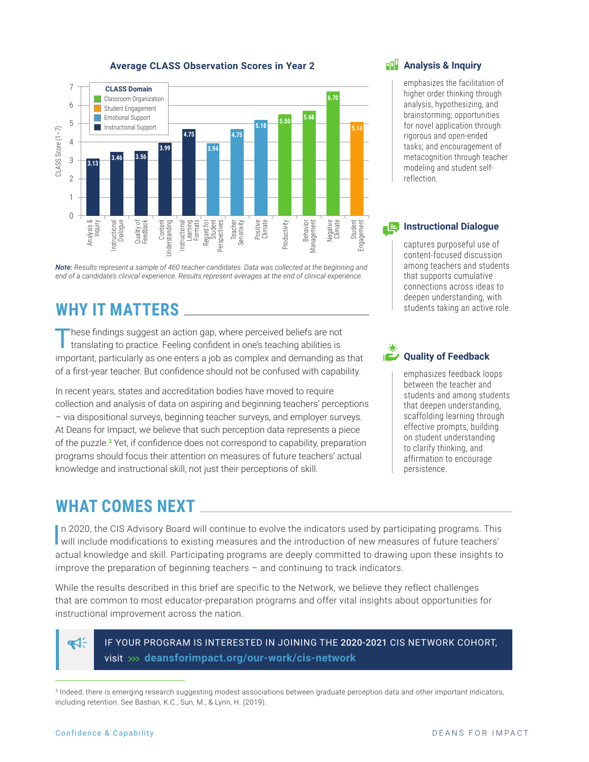### Average CLASS Observation Scores in Year 2

| CLASS Domain | Dimension | CLASS Score (1–7) |
|---|---|---|
| Instructional Support | Analysis & Inquiry | 3.13 |
| Instructional Support | Instructional Dialogue | 3.46 |
| Instructional Support | Quality of Feedback | 3.56 |
| Instructional Support | Content Understanding | 3.99 |
| Instructional Support | Instructional Learning Formats | 4.75 |
| Emotional Support | Regard for Student Perspectives | 3.94 |
| Emotional Support | Teacher Sensitivity | 4.75 |
| Emotional Support | Positive Climate | 5.18 |
| Classroom Organization | Productivity | 5.50 |
| Classroom Organization | Behavior Management | 5.68 |
| Classroom Organization | Negative Climate | 6.70 |
| Student Engagement | Student Engagement | 5.14 |

***Note:*** *Results represent a sample of 460 teacher-candidates. Data was collected at the beginning and end of a candidate's clinical experience. Results represent averages at the end of clinical experience.*

### Analysis & Inquiry

emphasizes the facilitation of higher order thinking through analysis, hypothesizing, and brainstorming; opportunities for novel application through rigorous and open-ended tasks; and encouragement of metacognition through teacher modeling and student self-reflection.

### Instructional Dialogue

captures purposeful use of content-focused discussion among teachers and students that supports cumulative connections across ideas to deepen understanding, with students taking an active role.

### Quality of Feedback

emphasizes feedback loops between the teacher and students and among students that deepen understanding, scaffolding learning through effective prompts, building on student understanding to clarify thinking, and affirmation to encourage persistence.

## WHY IT MATTERS

These findings suggest an action gap, where perceived beliefs are not translating to practice. Feeling confident in one's teaching abilities is important, particularly as one enters a job as complex and demanding as that of a first-year teacher. But confidence should not be confused with capability.

In recent years, states and accreditation bodies have moved to require collection and analysis of data on aspiring and beginning teachers' perceptions – via dispositional surveys, beginning teacher surveys, and employer surveys. At Deans for Impact, we believe that such perception data represents a piece of the puzzle.[3] Yet, if confidence does not correspond to capability, preparation programs should focus their attention on measures of future teachers' actual knowledge and instructional skill, not just their perceptions of skill.

## WHAT COMES NEXT

In 2020, the CIS Advisory Board will continue to evolve the indicators used by participating programs. This will include modifications to existing measures and the introduction of new measures of future teachers' actual knowledge and skill. Participating programs are deeply committed to drawing upon these insights to improve the preparation of beginning teachers – and continuing to track indicators.

While the results described in this brief are specific to the Network, we believe they reflect challenges that are common to most educator-preparation programs and offer vital insights about opportunities for instructional improvement across the nation.

IF YOUR PROGRAM IS INTERESTED IN JOINING THE **2020-2021** CIS NETWORK COHORT, visit >>> **deansforimpact.org/our-work/cis-network**

[3] Indeed, there is emerging research suggesting modest associations between graduate perception data and other important indicators, including retention. See Bastian, K.C., Sun, M., & Lynn, H. (2019).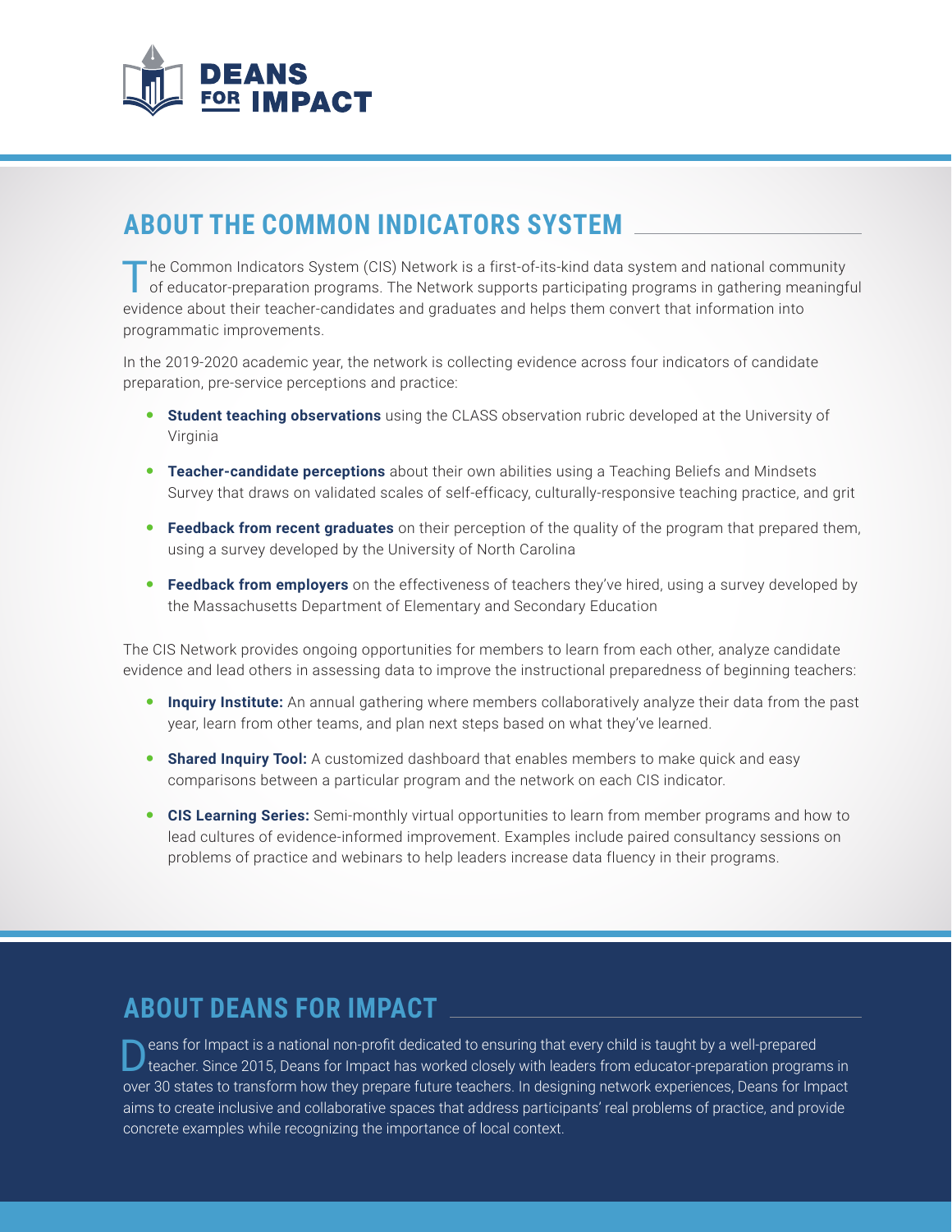DEANS FOR IMPACT

## ABOUT THE COMMON INDICATORS SYSTEM

The Common Indicators System (CIS) Network is a first-of-its-kind data system and national community of educator-preparation programs. The Network supports participating programs in gathering meaningful evidence about their teacher-candidates and graduates and helps them convert that information into programmatic improvements.

In the 2019-2020 academic year, the network is collecting evidence across four indicators of candidate preparation, pre-service perceptions and practice:

- **Student teaching observations** using the CLASS observation rubric developed at the University of Virginia
- **Teacher-candidate perceptions** about their own abilities using a Teaching Beliefs and Mindsets Survey that draws on validated scales of self-efficacy, culturally-responsive teaching practice, and grit
- **Feedback from recent graduates** on their perception of the quality of the program that prepared them, using a survey developed by the University of North Carolina
- **Feedback from employers** on the effectiveness of teachers they've hired, using a survey developed by the Massachusetts Department of Elementary and Secondary Education

The CIS Network provides ongoing opportunities for members to learn from each other, analyze candidate evidence and lead others in assessing data to improve the instructional preparedness of beginning teachers:

- **Inquiry Institute:** An annual gathering where members collaboratively analyze their data from the past year, learn from other teams, and plan next steps based on what they've learned.
- **Shared Inquiry Tool:** A customized dashboard that enables members to make quick and easy comparisons between a particular program and the network on each CIS indicator.
- **CIS Learning Series:** Semi-monthly virtual opportunities to learn from member programs and how to lead cultures of evidence-informed improvement. Examples include paired consultancy sessions on problems of practice and webinars to help leaders increase data fluency in their programs.

## ABOUT DEANS FOR IMPACT

Deans for Impact is a national non-profit dedicated to ensuring that every child is taught by a well-prepared teacher. Since 2015, Deans for Impact has worked closely with leaders from educator-preparation programs in over 30 states to transform how they prepare future teachers. In designing network experiences, Deans for Impact aims to create inclusive and collaborative spaces that address participants' real problems of practice, and provide concrete examples while recognizing the importance of local context.